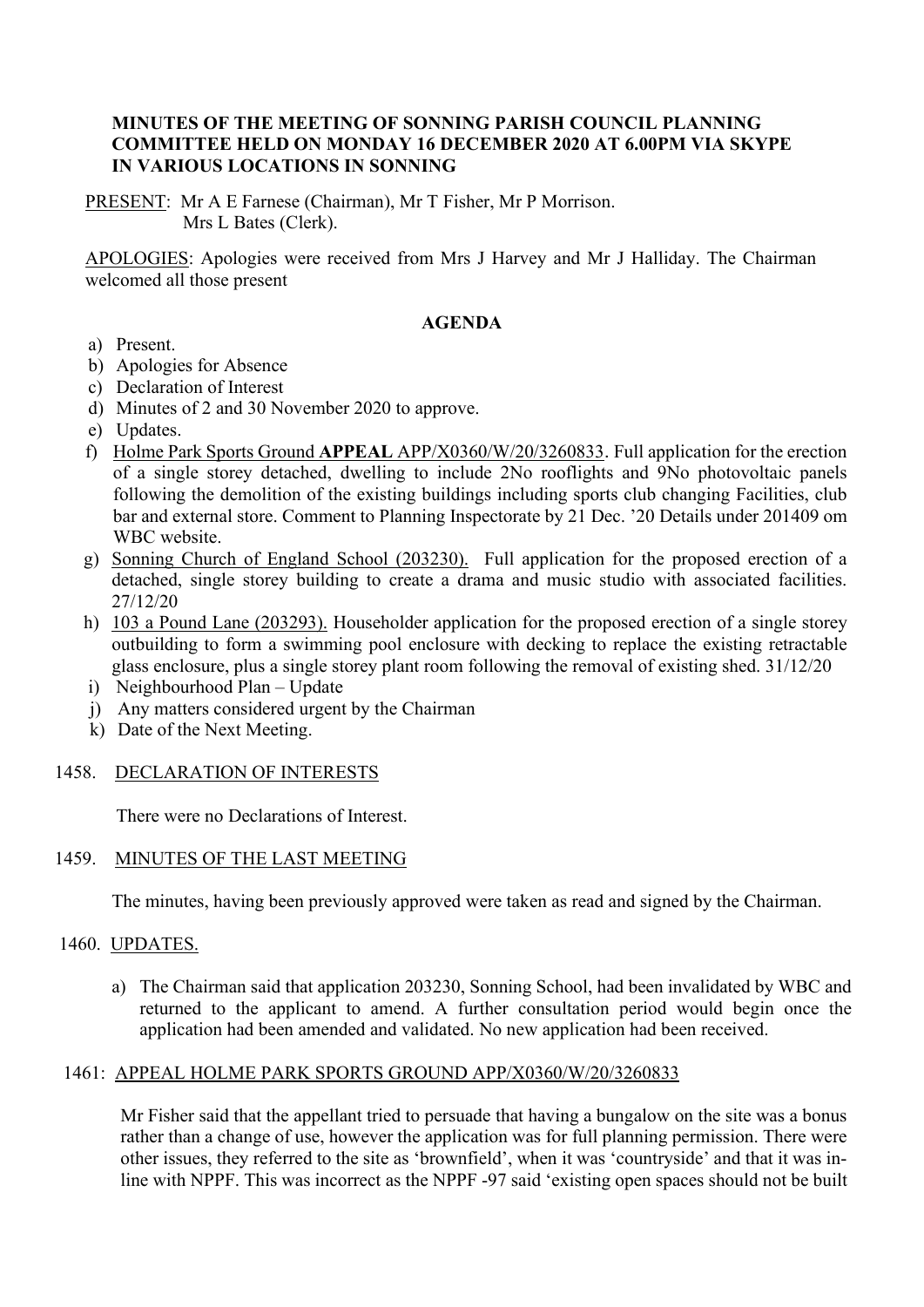**MINUTES OF THE MEETING OF SONNING PARISH COUNCIL PLANNING COMMITTEE HELD ON MONDAY 16 DECEMBER 2020 AT 6.00PM VIA SKYPE IN VARIOUS LOCATIONS IN SONNING**

<u>PRESENT</u>: Mr A E Farnese (Chairman), Mr T Fisher, Mr P Morrison.
Mrs L Bates (Clerk).

<u>APOLOGIES</u>: Apologies were received from Mrs J Harvey and Mr J Halliday. The Chairman welcomed all those present

**AGENDA**

a) Present.
b) Apologies for Absence
c) Declaration of Interest
d) Minutes of 2 and 30 November 2020 to approve.
e) Updates.
f) <u>Holme Park Sports Ground</u> **APPEAL** <u>APP/X0360/W/20/3260833</u>. Full application for the erection of a single storey detached, dwelling to include 2No rooflights and 9No photovoltaic panels following the demolition of the existing buildings including sports club changing Facilities, club bar and external store. Comment to Planning Inspectorate by 21 Dec. '20 Details under 201409 om WBC website.
g) <u>Sonning Church of England School (203230).</u> Full application for the proposed erection of a detached, single storey building to create a drama and music studio with associated facilities. 27/12/20
h) <u>103 a Pound Lane (203293).</u> Householder application for the proposed erection of a single storey outbuilding to form a swimming pool enclosure with decking to replace the existing retractable glass enclosure, plus a single storey plant room following the removal of existing shed. 31/12/20
i) Neighbourhood Plan – Update
j) Any matters considered urgent by the Chairman
k) Date of the Next Meeting.

1458. <u>DECLARATION OF INTERESTS</u>

There were no Declarations of Interest.

1459. <u>MINUTES OF THE LAST MEETING</u>

The minutes, having been previously approved were taken as read and signed by the Chairman.

1460. <u>UPDATES.</u>

a) The Chairman said that application 203230, Sonning School, had been invalidated by WBC and returned to the applicant to amend. A further consultation period would begin once the application had been amended and validated. No new application had been received.

1461: <u>APPEAL HOLME PARK SPORTS GROUND APP/X0360/W/20/3260833</u>

Mr Fisher said that the appellant tried to persuade that having a bungalow on the site was a bonus rather than a change of use, however the application was for full planning permission. There were other issues, they referred to the site as 'brownfield', when it was 'countryside' and that it was in-line with NPPF. This was incorrect as the NPPF -97 said 'existing open spaces should not be built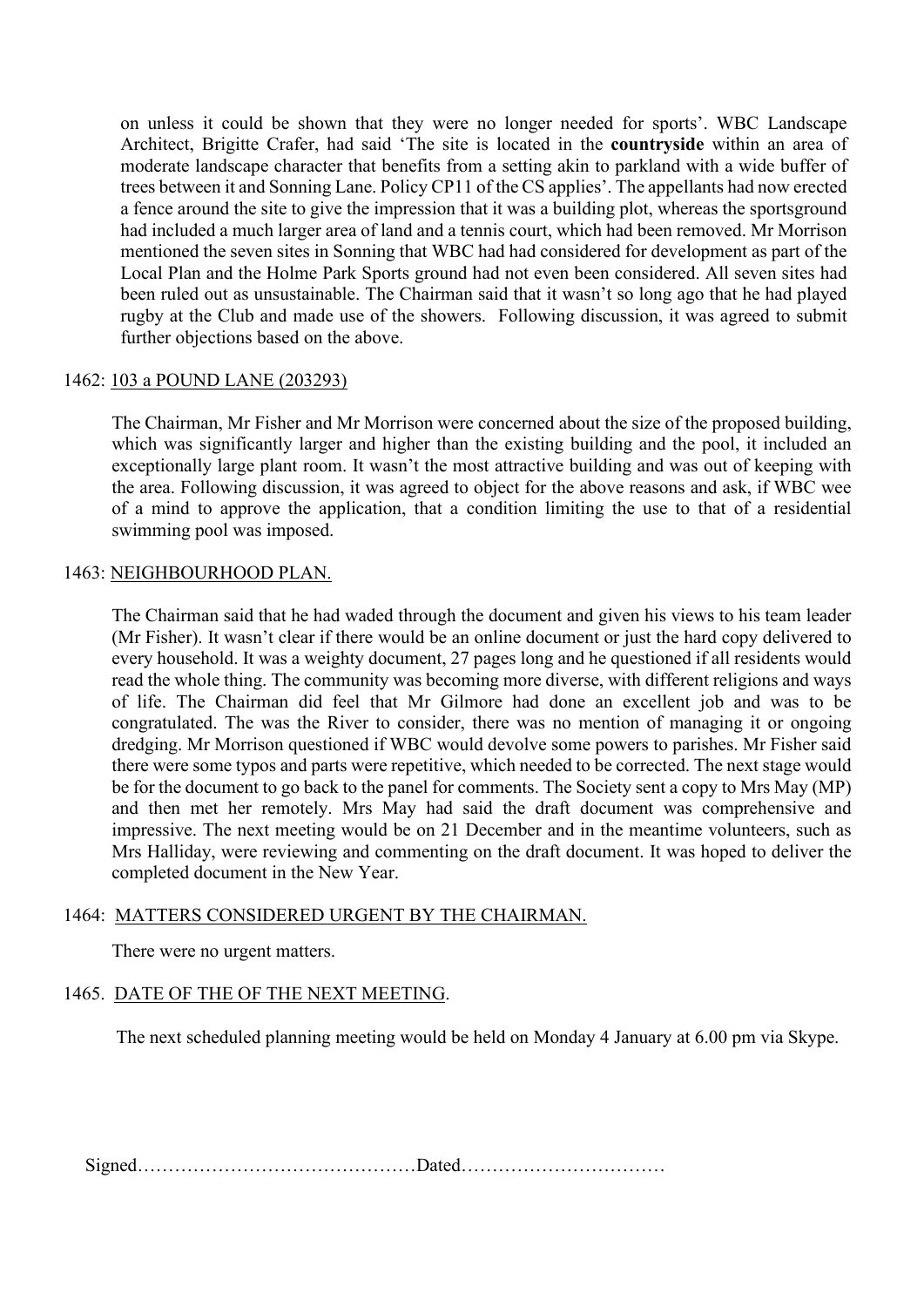on unless it could be shown that they were no longer needed for sports'. WBC Landscape Architect, Brigitte Crafer, had said 'The site is located in the **countryside** within an area of moderate landscape character that benefits from a setting akin to parkland with a wide buffer of trees between it and Sonning Lane. Policy CP11 of the CS applies'. The appellants had now erected a fence around the site to give the impression that it was a building plot, whereas the sportsground had included a much larger area of land and a tennis court, which had been removed. Mr Morrison mentioned the seven sites in Sonning that WBC had had considered for development as part of the Local Plan and the Holme Park Sports ground had not even been considered. All seven sites had been ruled out as unsustainable. The Chairman said that it wasn't so long ago that he had played rugby at the Club and made use of the showers. Following discussion, it was agreed to submit further objections based on the above.

1462: 103 a POUND LANE (203293)

The Chairman, Mr Fisher and Mr Morrison were concerned about the size of the proposed building, which was significantly larger and higher than the existing building and the pool, it included an exceptionally large plant room. It wasn't the most attractive building and was out of keeping with the area. Following discussion, it was agreed to object for the above reasons and ask, if WBC wee of a mind to approve the application, that a condition limiting the use to that of a residential swimming pool was imposed.

1463: NEIGHBOURHOOD PLAN.

The Chairman said that he had waded through the document and given his views to his team leader (Mr Fisher). It wasn't clear if there would be an online document or just the hard copy delivered to every household. It was a weighty document, 27 pages long and he questioned if all residents would read the whole thing. The community was becoming more diverse, with different religions and ways of life. The Chairman did feel that Mr Gilmore had done an excellent job and was to be congratulated. The was the River to consider, there was no mention of managing it or ongoing dredging. Mr Morrison questioned if WBC would devolve some powers to parishes. Mr Fisher said there were some typos and parts were repetitive, which needed to be corrected. The next stage would be for the document to go back to the panel for comments. The Society sent a copy to Mrs May (MP) and then met her remotely. Mrs May had said the draft document was comprehensive and impressive. The next meeting would be on 21 December and in the meantime volunteers, such as Mrs Halliday, were reviewing and commenting on the draft document. It was hoped to deliver the completed document in the New Year.

1464: MATTERS CONSIDERED URGENT BY THE CHAIRMAN.

There were no urgent matters.

1465. DATE OF THE OF THE NEXT MEETING.

The next scheduled planning meeting would be held on Monday 4 January at 6.00 pm via Skype.

Signed………………………………………Dated……………………………